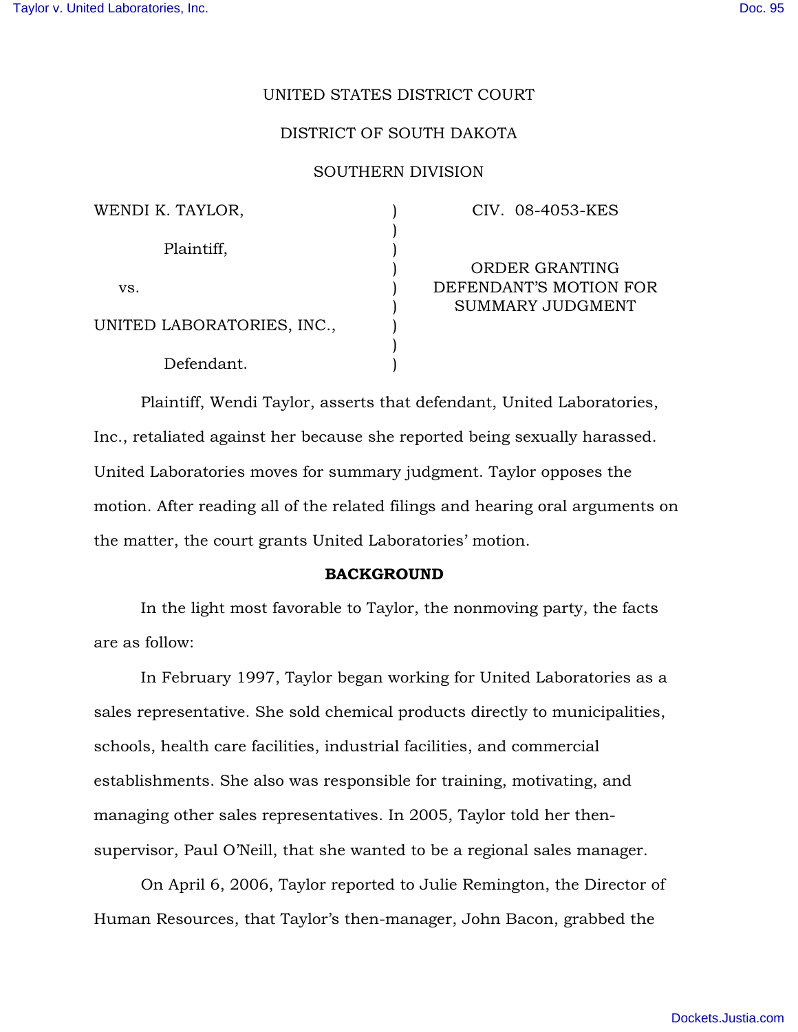UNITED STATES DISTRICT COURT

DISTRICT OF SOUTH DAKOTA

SOUTHERN DIVISION

| | | |
|---|---|---|
| WENDI K. TAYLOR, | ) | CIV. 08-4053-KES |
| | ) | |
| Plaintiff, | ) | |
| | ) | ORDER GRANTING |
| vs. | ) | DEFENDANT'S MOTION FOR |
| | ) | SUMMARY JUDGMENT |
| UNITED LABORATORIES, INC., | ) | |
| | ) | |
| Defendant. | ) | |

Plaintiff, Wendi Taylor, asserts that defendant, United Laboratories, Inc., retaliated against her because she reported being sexually harassed. United Laboratories moves for summary judgment. Taylor opposes the motion. After reading all of the related filings and hearing oral arguments on the matter, the court grants United Laboratories' motion.

**BACKGROUND**

In the light most favorable to Taylor, the nonmoving party, the facts are as follow:

In February 1997, Taylor began working for United Laboratories as a sales representative. She sold chemical products directly to municipalities, schools, health care facilities, industrial facilities, and commercial establishments. She also was responsible for training, motivating, and managing other sales representatives. In 2005, Taylor told her then-supervisor, Paul O'Neill, that she wanted to be a regional sales manager.

On April 6, 2006, Taylor reported to Julie Remington, the Director of Human Resources, that Taylor's then-manager, John Bacon, grabbed the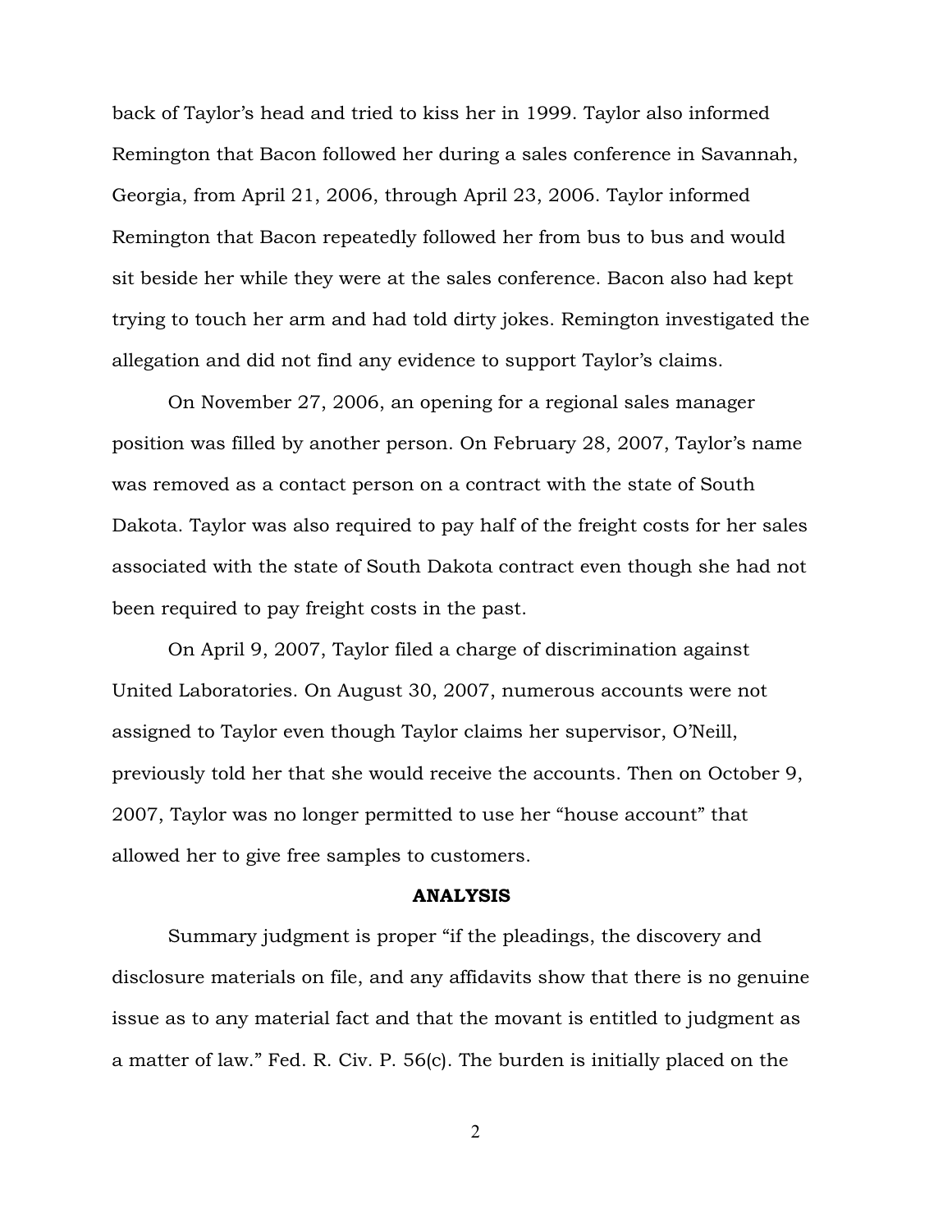back of Taylor's head and tried to kiss her in 1999. Taylor also informed Remington that Bacon followed her during a sales conference in Savannah, Georgia, from April 21, 2006, through April 23, 2006. Taylor informed Remington that Bacon repeatedly followed her from bus to bus and would sit beside her while they were at the sales conference. Bacon also had kept trying to touch her arm and had told dirty jokes. Remington investigated the allegation and did not find any evidence to support Taylor's claims.

On November 27, 2006, an opening for a regional sales manager position was filled by another person. On February 28, 2007, Taylor's name was removed as a contact person on a contract with the state of South Dakota. Taylor was also required to pay half of the freight costs for her sales associated with the state of South Dakota contract even though she had not been required to pay freight costs in the past.

On April 9, 2007, Taylor filed a charge of discrimination against United Laboratories. On August 30, 2007, numerous accounts were not assigned to Taylor even though Taylor claims her supervisor, O'Neill, previously told her that she would receive the accounts. Then on October 9, 2007, Taylor was no longer permitted to use her "house account" that allowed her to give free samples to customers.

**ANALYSIS**

Summary judgment is proper "if the pleadings, the discovery and disclosure materials on file, and any affidavits show that there is no genuine issue as to any material fact and that the movant is entitled to judgment as a matter of law." Fed. R. Civ. P. 56(c). The burden is initially placed on the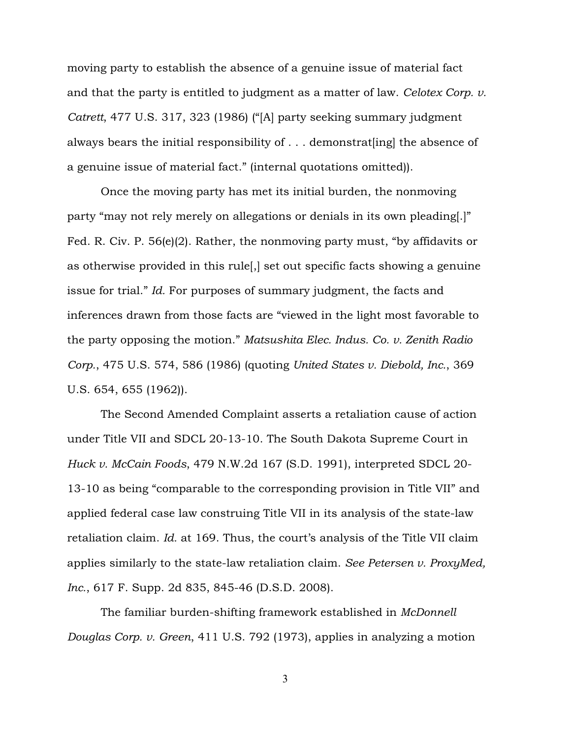moving party to establish the absence of a genuine issue of material fact and that the party is entitled to judgment as a matter of law. *Celotex Corp. v. Catrett*, 477 U.S. 317, 323 (1986) ("[A] party seeking summary judgment always bears the initial responsibility of . . . demonstrat[ing] the absence of a genuine issue of material fact." (internal quotations omitted)).

Once the moving party has met its initial burden, the nonmoving party "may not rely merely on allegations or denials in its own pleading[.]" Fed. R. Civ. P. 56(e)(2). Rather, the nonmoving party must, "by affidavits or as otherwise provided in this rule[,] set out specific facts showing a genuine issue for trial." *Id.* For purposes of summary judgment, the facts and inferences drawn from those facts are "viewed in the light most favorable to the party opposing the motion." *Matsushita Elec. Indus. Co. v. Zenith Radio Corp.*, 475 U.S. 574, 586 (1986) (quoting *United States v. Diebold, Inc.*, 369 U.S. 654, 655 (1962)).

The Second Amended Complaint asserts a retaliation cause of action under Title VII and SDCL 20-13-10. The South Dakota Supreme Court in *Huck v. McCain Foods*, 479 N.W.2d 167 (S.D. 1991), interpreted SDCL 20-13-10 as being "comparable to the corresponding provision in Title VII" and applied federal case law construing Title VII in its analysis of the state-law retaliation claim. *Id.* at 169. Thus, the court's analysis of the Title VII claim applies similarly to the state-law retaliation claim. *See Petersen v. ProxyMed, Inc.*, 617 F. Supp. 2d 835, 845-46 (D.S.D. 2008).

The familiar burden-shifting framework established in *McDonnell Douglas Corp. v. Green*, 411 U.S. 792 (1973), applies in analyzing a motion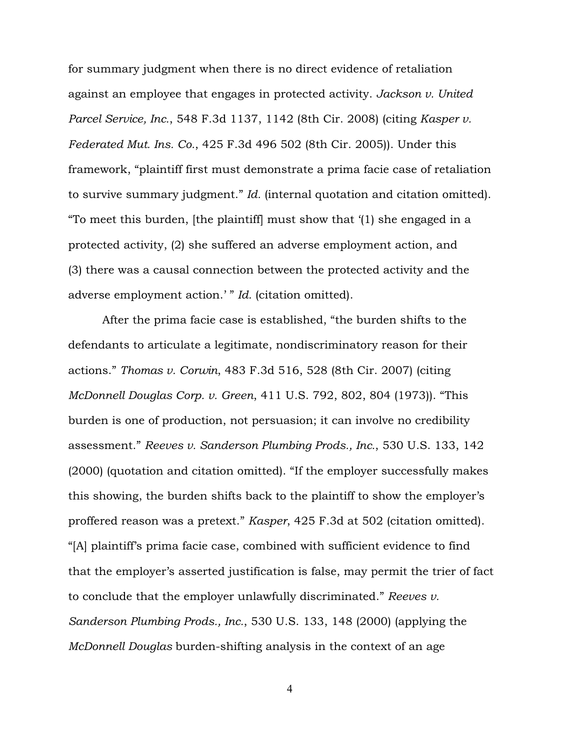for summary judgment when there is no direct evidence of retaliation against an employee that engages in protected activity. *Jackson v. United Parcel Service, Inc.*, 548 F.3d 1137, 1142 (8th Cir. 2008) (citing *Kasper v. Federated Mut. Ins. Co.*, 425 F.3d 496 502 (8th Cir. 2005)). Under this framework, "plaintiff first must demonstrate a prima facie case of retaliation to survive summary judgment." *Id.* (internal quotation and citation omitted). "To meet this burden, [the plaintiff] must show that '(1) she engaged in a protected activity, (2) she suffered an adverse employment action, and (3) there was a causal connection between the protected activity and the adverse employment action.' " *Id.* (citation omitted).

After the prima facie case is established, "the burden shifts to the defendants to articulate a legitimate, nondiscriminatory reason for their actions." *Thomas v. Corwin*, 483 F.3d 516, 528 (8th Cir. 2007) (citing *McDonnell Douglas Corp. v. Green*, 411 U.S. 792, 802, 804 (1973)). "This burden is one of production, not persuasion; it can involve no credibility assessment." *Reeves v. Sanderson Plumbing Prods., Inc.*, 530 U.S. 133, 142 (2000) (quotation and citation omitted). "If the employer successfully makes this showing, the burden shifts back to the plaintiff to show the employer's proffered reason was a pretext." *Kasper*, 425 F.3d at 502 (citation omitted). "[A] plaintiff's prima facie case, combined with sufficient evidence to find that the employer's asserted justification is false, may permit the trier of fact to conclude that the employer unlawfully discriminated." *Reeves v. Sanderson Plumbing Prods., Inc.*, 530 U.S. 133, 148 (2000) (applying the *McDonnell Douglas* burden-shifting analysis in the context of an age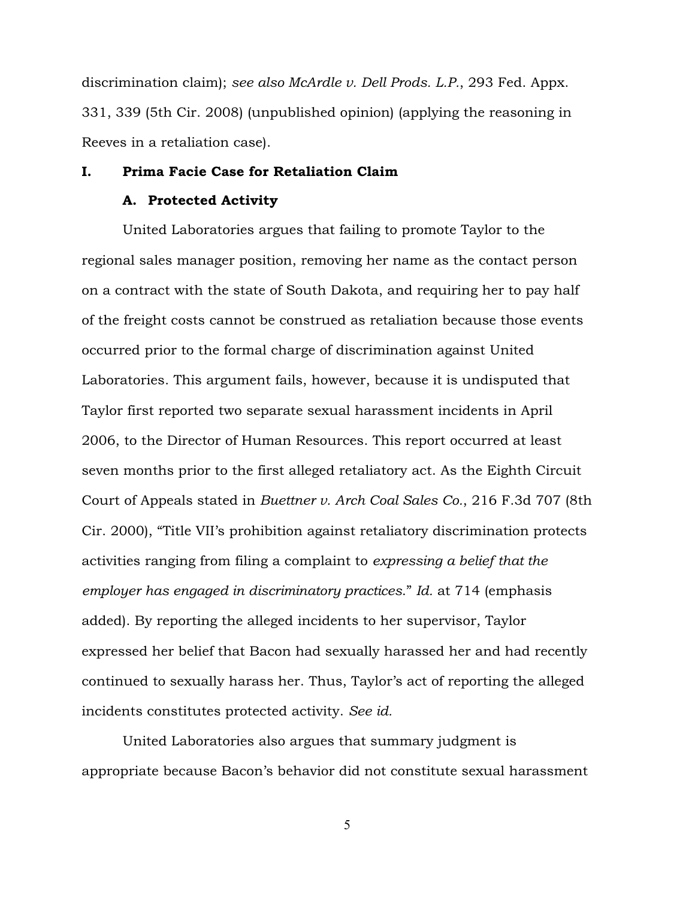discrimination claim); *see also McArdle v. Dell Prods. L.P.*, 293 Fed. Appx. 331, 339 (5th Cir. 2008) (unpublished opinion) (applying the reasoning in Reeves in a retaliation case).

## I. Prima Facie Case for Retaliation Claim

### A. Protected Activity

United Laboratories argues that failing to promote Taylor to the regional sales manager position, removing her name as the contact person on a contract with the state of South Dakota, and requiring her to pay half of the freight costs cannot be construed as retaliation because those events occurred prior to the formal charge of discrimination against United Laboratories. This argument fails, however, because it is undisputed that Taylor first reported two separate sexual harassment incidents in April 2006, to the Director of Human Resources. This report occurred at least seven months prior to the first alleged retaliatory act. As the Eighth Circuit Court of Appeals stated in *Buettner v. Arch Coal Sales Co.*, 216 F.3d 707 (8th Cir. 2000), "Title VII's prohibition against retaliatory discrimination protects activities ranging from filing a complaint to *expressing a belief that the employer has engaged in discriminatory practices*." *Id.* at 714 (emphasis added). By reporting the alleged incidents to her supervisor, Taylor expressed her belief that Bacon had sexually harassed her and had recently continued to sexually harass her. Thus, Taylor's act of reporting the alleged incidents constitutes protected activity. *See id.*

United Laboratories also argues that summary judgment is appropriate because Bacon's behavior did not constitute sexual harassment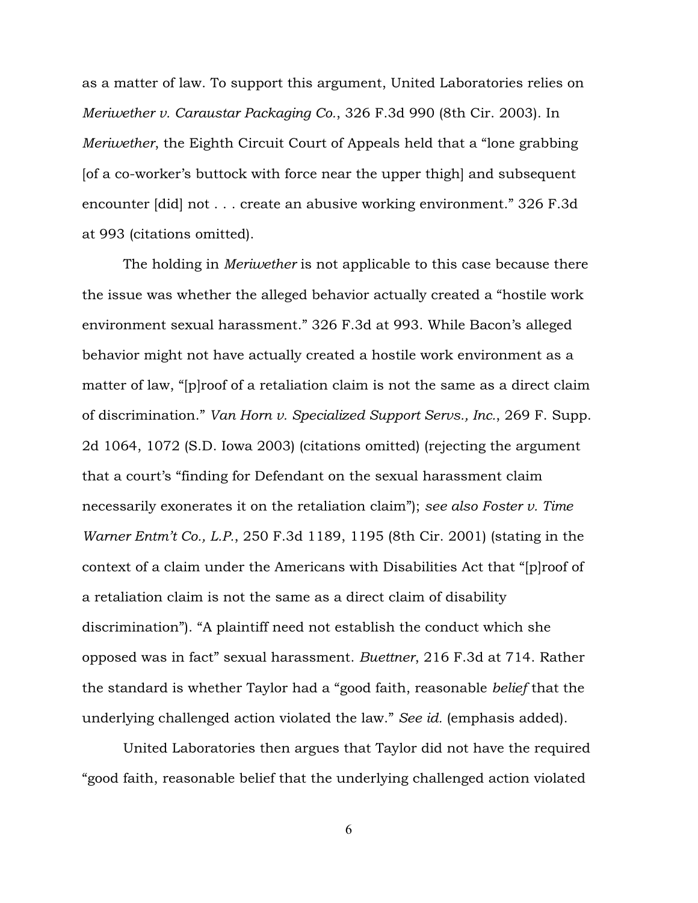as a matter of law. To support this argument, United Laboratories relies on *Meriwether v. Caraustar Packaging Co.*, 326 F.3d 990 (8th Cir. 2003). In *Meriwether*, the Eighth Circuit Court of Appeals held that a "lone grabbing [of a co-worker's buttock with force near the upper thigh] and subsequent encounter [did] not . . . create an abusive working environment." 326 F.3d at 993 (citations omitted).

The holding in *Meriwether* is not applicable to this case because there the issue was whether the alleged behavior actually created a "hostile work environment sexual harassment." 326 F.3d at 993. While Bacon's alleged behavior might not have actually created a hostile work environment as a matter of law, "[p]roof of a retaliation claim is not the same as a direct claim of discrimination." *Van Horn v. Specialized Support Servs., Inc.*, 269 F. Supp. 2d 1064, 1072 (S.D. Iowa 2003) (citations omitted) (rejecting the argument that a court's "finding for Defendant on the sexual harassment claim necessarily exonerates it on the retaliation claim"); *see also Foster v. Time Warner Entm't Co., L.P.*, 250 F.3d 1189, 1195 (8th Cir. 2001) (stating in the context of a claim under the Americans with Disabilities Act that "[p]roof of a retaliation claim is not the same as a direct claim of disability discrimination"). "A plaintiff need not establish the conduct which she opposed was in fact" sexual harassment. *Buettner*, 216 F.3d at 714. Rather the standard is whether Taylor had a "good faith, reasonable *belief* that the underlying challenged action violated the law." *See id.* (emphasis added).

United Laboratories then argues that Taylor did not have the required "good faith, reasonable belief that the underlying challenged action violated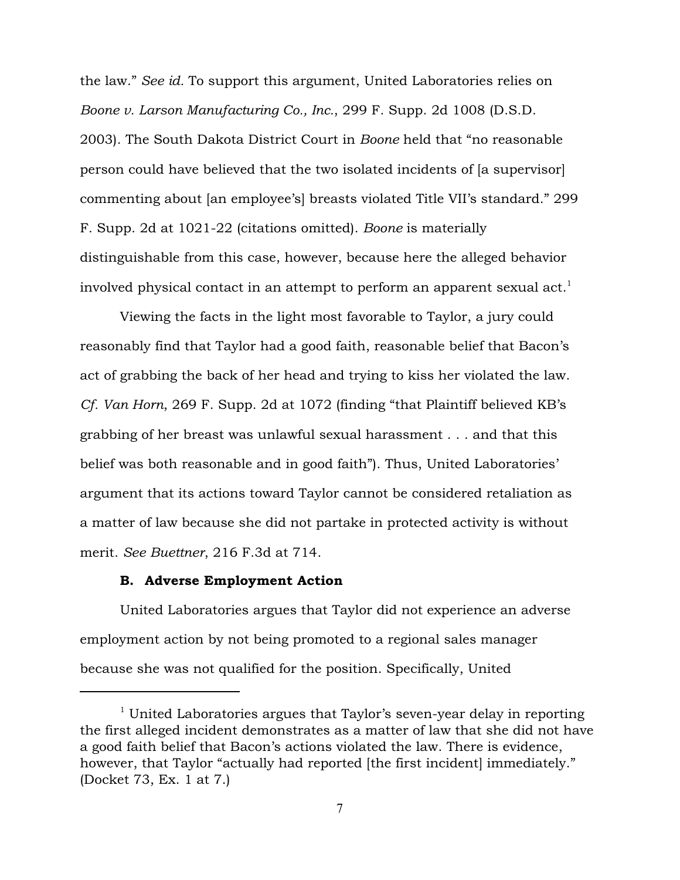the law." *See id.* To support this argument, United Laboratories relies on *Boone v. Larson Manufacturing Co., Inc.*, 299 F. Supp. 2d 1008 (D.S.D. 2003). The South Dakota District Court in *Boone* held that "no reasonable person could have believed that the two isolated incidents of [a supervisor] commenting about [an employee's] breasts violated Title VII's standard." 299 F. Supp. 2d at 1021-22 (citations omitted). *Boone* is materially distinguishable from this case, however, because here the alleged behavior involved physical contact in an attempt to perform an apparent sexual act.[1]

Viewing the facts in the light most favorable to Taylor, a jury could reasonably find that Taylor had a good faith, reasonable belief that Bacon's act of grabbing the back of her head and trying to kiss her violated the law. *Cf. Van Horn*, 269 F. Supp. 2d at 1072 (finding "that Plaintiff believed KB's grabbing of her breast was unlawful sexual harassment . . . and that this belief was both reasonable and in good faith"). Thus, United Laboratories' argument that its actions toward Taylor cannot be considered retaliation as a matter of law because she did not partake in protected activity is without merit. *See Buettner*, 216 F.3d at 714.

### B. Adverse Employment Action

United Laboratories argues that Taylor did not experience an adverse employment action by not being promoted to a regional sales manager because she was not qualified for the position. Specifically, United

[1] United Laboratories argues that Taylor's seven-year delay in reporting the first alleged incident demonstrates as a matter of law that she did not have a good faith belief that Bacon's actions violated the law. There is evidence, however, that Taylor "actually had reported [the first incident] immediately." (Docket 73, Ex. 1 at 7.)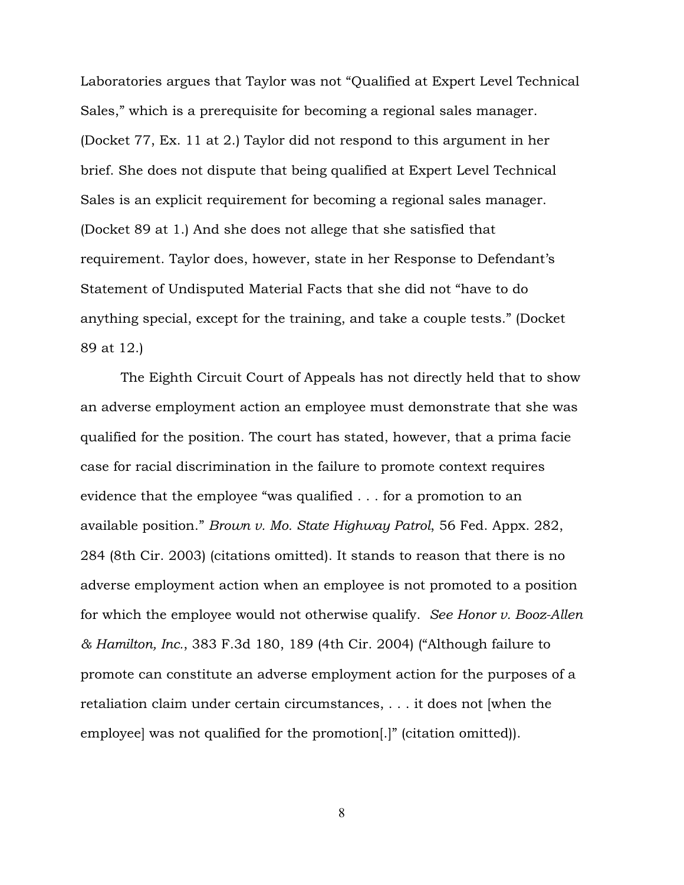Laboratories argues that Taylor was not "Qualified at Expert Level Technical Sales," which is a prerequisite for becoming a regional sales manager. (Docket 77, Ex. 11 at 2.) Taylor did not respond to this argument in her brief. She does not dispute that being qualified at Expert Level Technical Sales is an explicit requirement for becoming a regional sales manager. (Docket 89 at 1.) And she does not allege that she satisfied that requirement. Taylor does, however, state in her Response to Defendant's Statement of Undisputed Material Facts that she did not "have to do anything special, except for the training, and take a couple tests." (Docket 89 at 12.)

The Eighth Circuit Court of Appeals has not directly held that to show an adverse employment action an employee must demonstrate that she was qualified for the position. The court has stated, however, that a prima facie case for racial discrimination in the failure to promote context requires evidence that the employee "was qualified . . . for a promotion to an available position." *Brown v. Mo. State Highway Patrol*, 56 Fed. Appx. 282, 284 (8th Cir. 2003) (citations omitted). It stands to reason that there is no adverse employment action when an employee is not promoted to a position for which the employee would not otherwise qualify. *See Honor v. Booz-Allen & Hamilton, Inc.*, 383 F.3d 180, 189 (4th Cir. 2004) ("Although failure to promote can constitute an adverse employment action for the purposes of a retaliation claim under certain circumstances, . . . it does not [when the employee] was not qualified for the promotion[.]" (citation omitted)).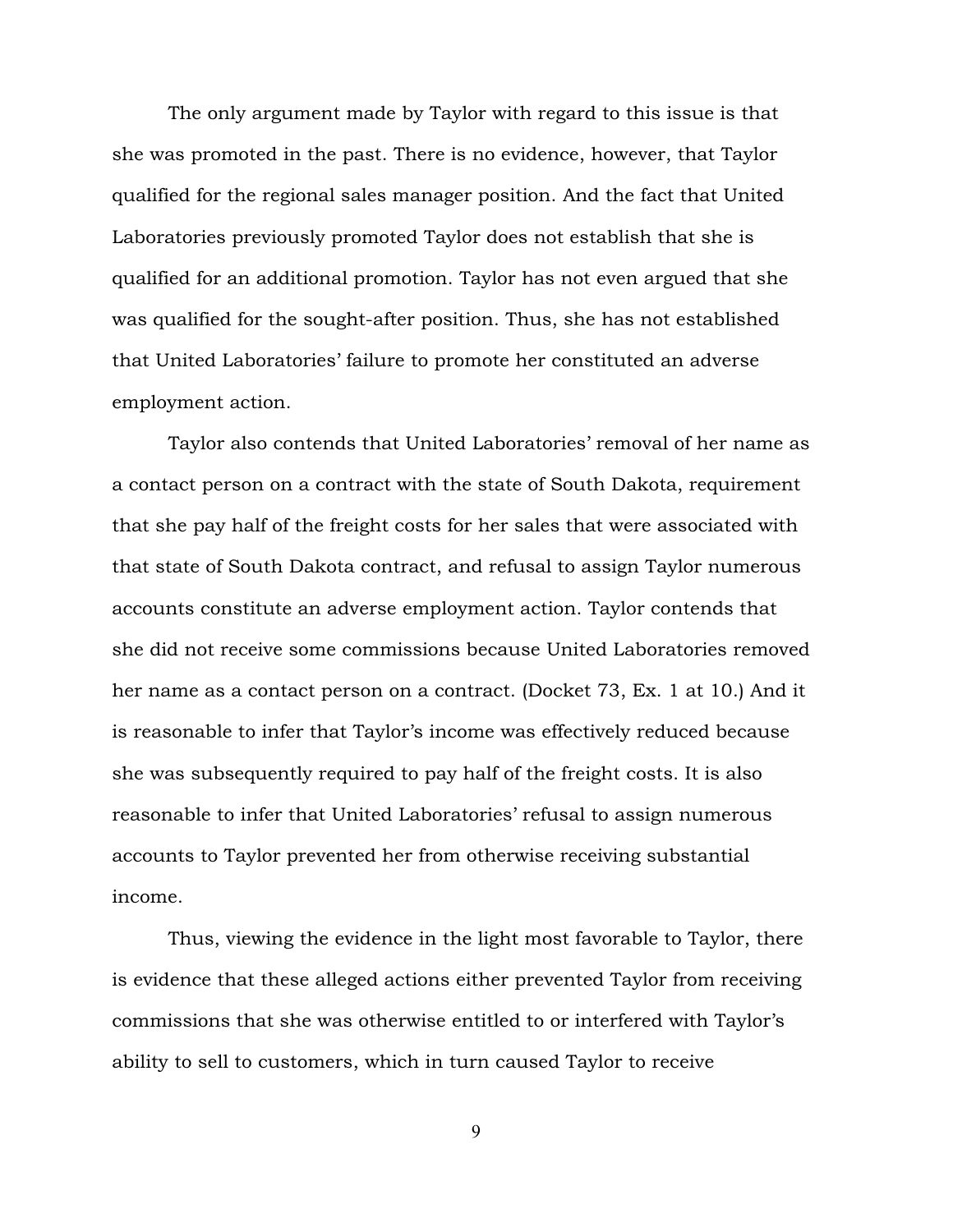The only argument made by Taylor with regard to this issue is that she was promoted in the past. There is no evidence, however, that Taylor qualified for the regional sales manager position. And the fact that United Laboratories previously promoted Taylor does not establish that she is qualified for an additional promotion. Taylor has not even argued that she was qualified for the sought-after position. Thus, she has not established that United Laboratories' failure to promote her constituted an adverse employment action.

Taylor also contends that United Laboratories' removal of her name as a contact person on a contract with the state of South Dakota, requirement that she pay half of the freight costs for her sales that were associated with that state of South Dakota contract, and refusal to assign Taylor numerous accounts constitute an adverse employment action. Taylor contends that she did not receive some commissions because United Laboratories removed her name as a contact person on a contract. (Docket 73, Ex. 1 at 10.) And it is reasonable to infer that Taylor's income was effectively reduced because she was subsequently required to pay half of the freight costs. It is also reasonable to infer that United Laboratories' refusal to assign numerous accounts to Taylor prevented her from otherwise receiving substantial income.

Thus, viewing the evidence in the light most favorable to Taylor, there is evidence that these alleged actions either prevented Taylor from receiving commissions that she was otherwise entitled to or interfered with Taylor's ability to sell to customers, which in turn caused Taylor to receive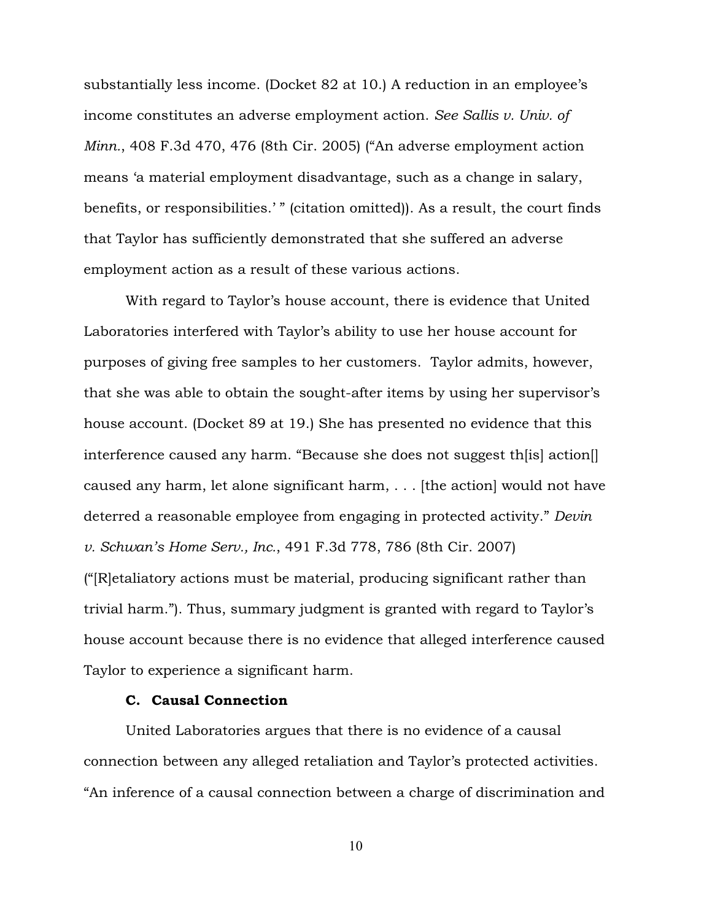substantially less income. (Docket 82 at 10.) A reduction in an employee's income constitutes an adverse employment action. *See Sallis v. Univ. of Minn.*, 408 F.3d 470, 476 (8th Cir. 2005) ("An adverse employment action means 'a material employment disadvantage, such as a change in salary, benefits, or responsibilities.' " (citation omitted)). As a result, the court finds that Taylor has sufficiently demonstrated that she suffered an adverse employment action as a result of these various actions.

With regard to Taylor's house account, there is evidence that United Laboratories interfered with Taylor's ability to use her house account for purposes of giving free samples to her customers. Taylor admits, however, that she was able to obtain the sought-after items by using her supervisor's house account. (Docket 89 at 19.) She has presented no evidence that this interference caused any harm. "Because she does not suggest th[is] action[] caused any harm, let alone significant harm, . . . [the action] would not have deterred a reasonable employee from engaging in protected activity." *Devin v. Schwan's Home Serv., Inc.*, 491 F.3d 778, 786 (8th Cir. 2007) ("[R]etaliatory actions must be material, producing significant rather than trivial harm."). Thus, summary judgment is granted with regard to Taylor's house account because there is no evidence that alleged interference caused Taylor to experience a significant harm.

### C. Causal Connection

United Laboratories argues that there is no evidence of a causal connection between any alleged retaliation and Taylor's protected activities. "An inference of a causal connection between a charge of discrimination and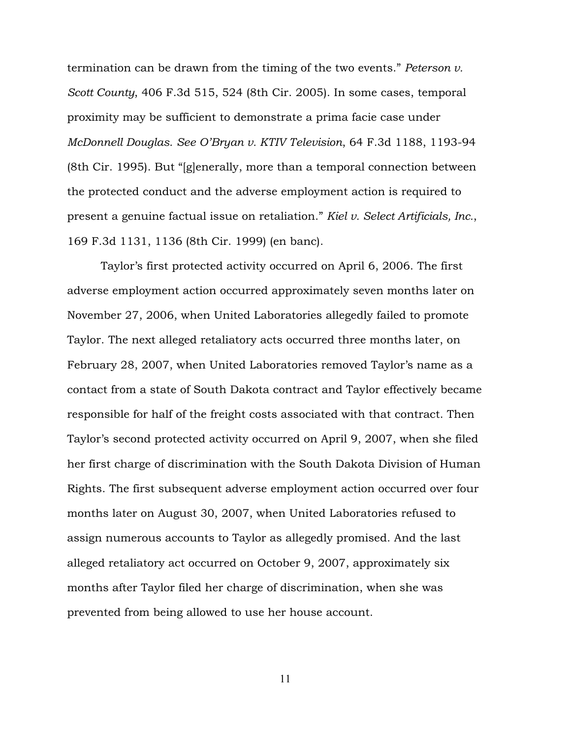termination can be drawn from the timing of the two events." *Peterson v. Scott County*, 406 F.3d 515, 524 (8th Cir. 2005). In some cases, temporal proximity may be sufficient to demonstrate a prima facie case under *McDonnell Douglas*. *See O'Bryan v. KTIV Television*, 64 F.3d 1188, 1193-94 (8th Cir. 1995). But "[g]enerally, more than a temporal connection between the protected conduct and the adverse employment action is required to present a genuine factual issue on retaliation." *Kiel v. Select Artificials, Inc.*, 169 F.3d 1131, 1136 (8th Cir. 1999) (en banc).

Taylor's first protected activity occurred on April 6, 2006. The first adverse employment action occurred approximately seven months later on November 27, 2006, when United Laboratories allegedly failed to promote Taylor. The next alleged retaliatory acts occurred three months later, on February 28, 2007, when United Laboratories removed Taylor's name as a contact from a state of South Dakota contract and Taylor effectively became responsible for half of the freight costs associated with that contract. Then Taylor's second protected activity occurred on April 9, 2007, when she filed her first charge of discrimination with the South Dakota Division of Human Rights. The first subsequent adverse employment action occurred over four months later on August 30, 2007, when United Laboratories refused to assign numerous accounts to Taylor as allegedly promised. And the last alleged retaliatory act occurred on October 9, 2007, approximately six months after Taylor filed her charge of discrimination, when she was prevented from being allowed to use her house account.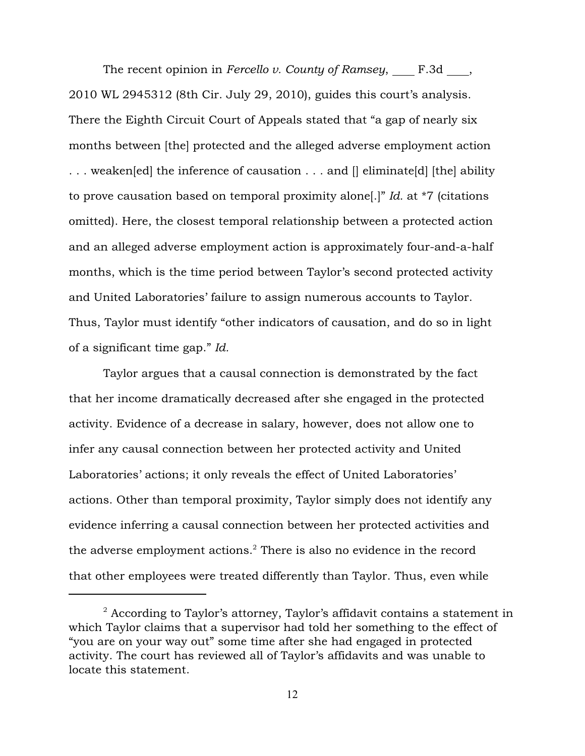The recent opinion in *Fercello v. County of Ramsey*, ____ F.3d ____, 2010 WL 2945312 (8th Cir. July 29, 2010), guides this court's analysis. There the Eighth Circuit Court of Appeals stated that "a gap of nearly six months between [the] protected and the alleged adverse employment action . . . weaken[ed] the inference of causation . . . and [] eliminate[d] [the] ability to prove causation based on temporal proximity alone[.]" *Id.* at *7 (citations omitted). Here, the closest temporal relationship between a protected action and an alleged adverse employment action is approximately four-and-a-half months, which is the time period between Taylor's second protected activity and United Laboratories' failure to assign numerous accounts to Taylor. Thus, Taylor must identify "other indicators of causation, and do so in light of a significant time gap." *Id.*

Taylor argues that a causal connection is demonstrated by the fact that her income dramatically decreased after she engaged in the protected activity. Evidence of a decrease in salary, however, does not allow one to infer any causal connection between her protected activity and United Laboratories' actions; it only reveals the effect of United Laboratories' actions. Other than temporal proximity, Taylor simply does not identify any evidence inferring a causal connection between her protected activities and the adverse employment actions.[2] There is also no evidence in the record that other employees were treated differently than Taylor. Thus, even while

[2] According to Taylor's attorney, Taylor's affidavit contains a statement in which Taylor claims that a supervisor had told her something to the effect of "you are on your way out" some time after she had engaged in protected activity. The court has reviewed all of Taylor's affidavits and was unable to locate this statement.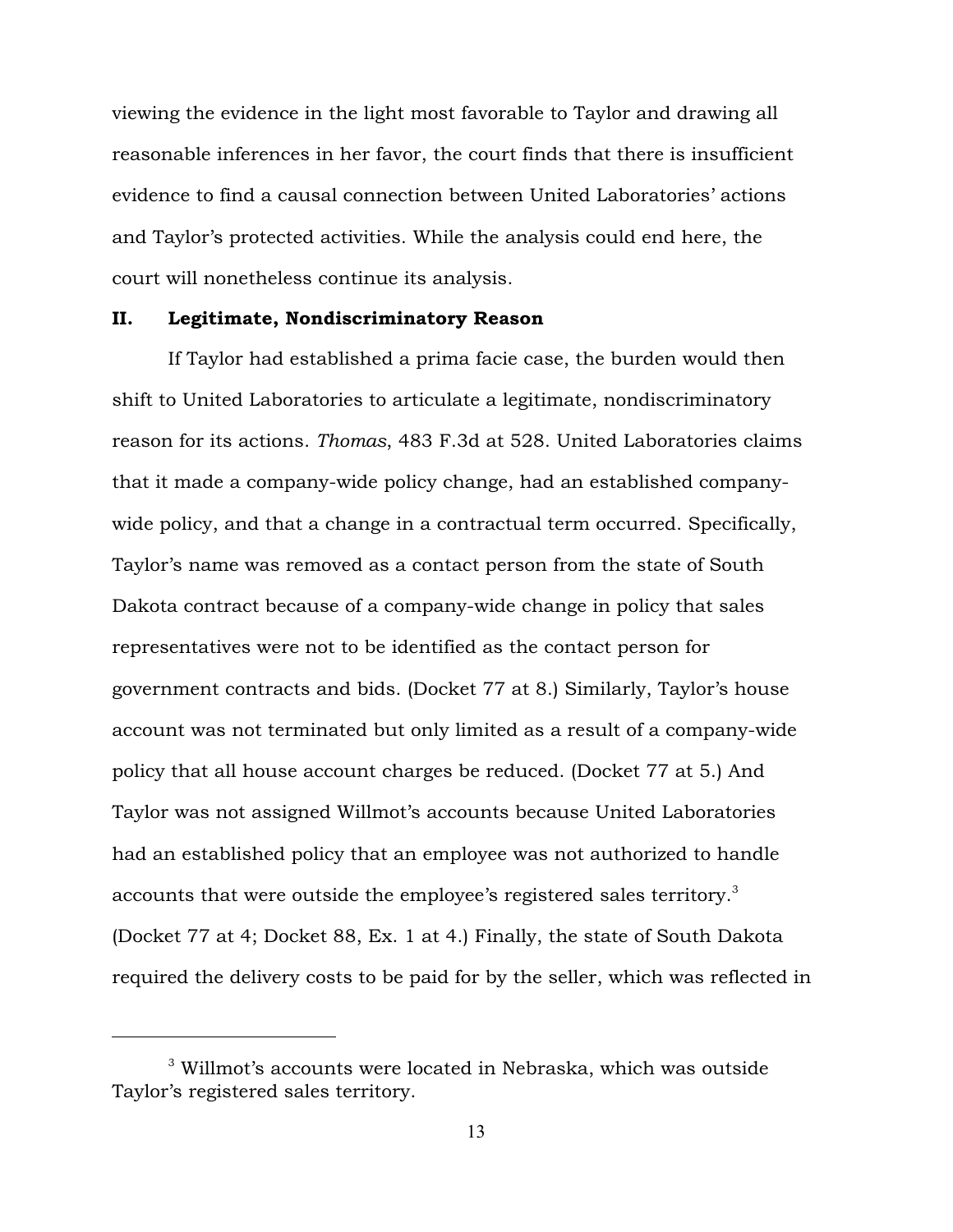viewing the evidence in the light most favorable to Taylor and drawing all reasonable inferences in her favor, the court finds that there is insufficient evidence to find a causal connection between United Laboratories' actions and Taylor's protected activities. While the analysis could end here, the court will nonetheless continue its analysis.

## II. Legitimate, Nondiscriminatory Reason

If Taylor had established a prima facie case, the burden would then shift to United Laboratories to articulate a legitimate, nondiscriminatory reason for its actions. *Thomas*, 483 F.3d at 528. United Laboratories claims that it made a company-wide policy change, had an established company-wide policy, and that a change in a contractual term occurred. Specifically, Taylor's name was removed as a contact person from the state of South Dakota contract because of a company-wide change in policy that sales representatives were not to be identified as the contact person for government contracts and bids. (Docket 77 at 8.) Similarly, Taylor's house account was not terminated but only limited as a result of a company-wide policy that all house account charges be reduced. (Docket 77 at 5.) And Taylor was not assigned Willmot's accounts because United Laboratories had an established policy that an employee was not authorized to handle accounts that were outside the employee's registered sales territory.[3] (Docket 77 at 4; Docket 88, Ex. 1 at 4.) Finally, the state of South Dakota required the delivery costs to be paid for by the seller, which was reflected in

[3] Willmot's accounts were located in Nebraska, which was outside Taylor's registered sales territory.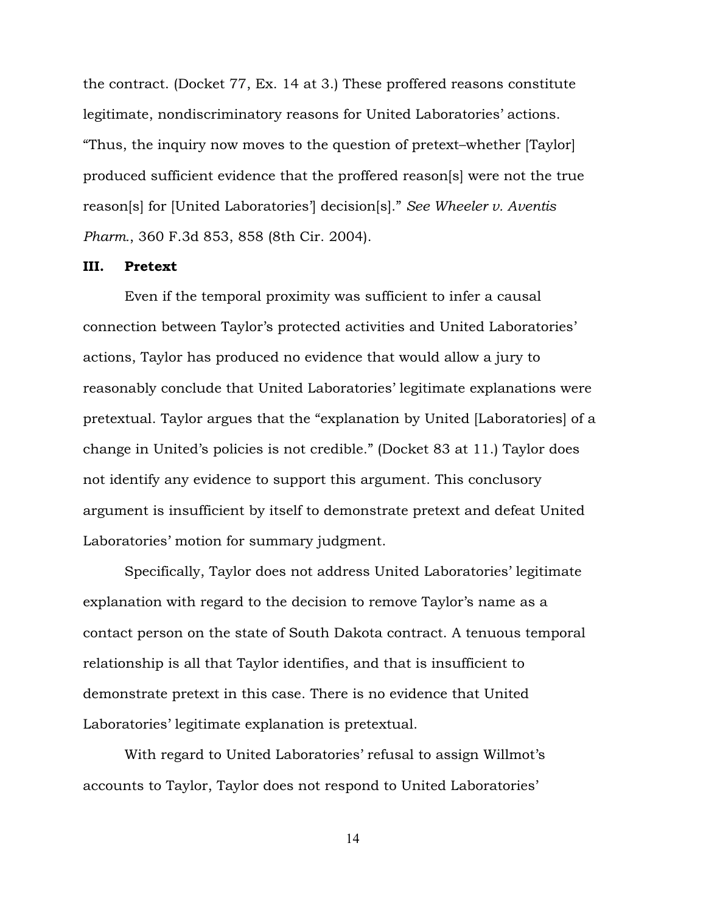the contract. (Docket 77, Ex. 14 at 3.) These proffered reasons constitute legitimate, nondiscriminatory reasons for United Laboratories' actions. "Thus, the inquiry now moves to the question of pretext–whether [Taylor] produced sufficient evidence that the proffered reason[s] were not the true reason[s] for [United Laboratories'] decision[s]." *See Wheeler v. Aventis Pharm.*, 360 F.3d 853, 858 (8th Cir. 2004).

## III. Pretext

Even if the temporal proximity was sufficient to infer a causal connection between Taylor's protected activities and United Laboratories' actions, Taylor has produced no evidence that would allow a jury to reasonably conclude that United Laboratories' legitimate explanations were pretextual. Taylor argues that the "explanation by United [Laboratories] of a change in United's policies is not credible." (Docket 83 at 11.) Taylor does not identify any evidence to support this argument. This conclusory argument is insufficient by itself to demonstrate pretext and defeat United Laboratories' motion for summary judgment.

Specifically, Taylor does not address United Laboratories' legitimate explanation with regard to the decision to remove Taylor's name as a contact person on the state of South Dakota contract. A tenuous temporal relationship is all that Taylor identifies, and that is insufficient to demonstrate pretext in this case. There is no evidence that United Laboratories' legitimate explanation is pretextual.

With regard to United Laboratories' refusal to assign Willmot's accounts to Taylor, Taylor does not respond to United Laboratories'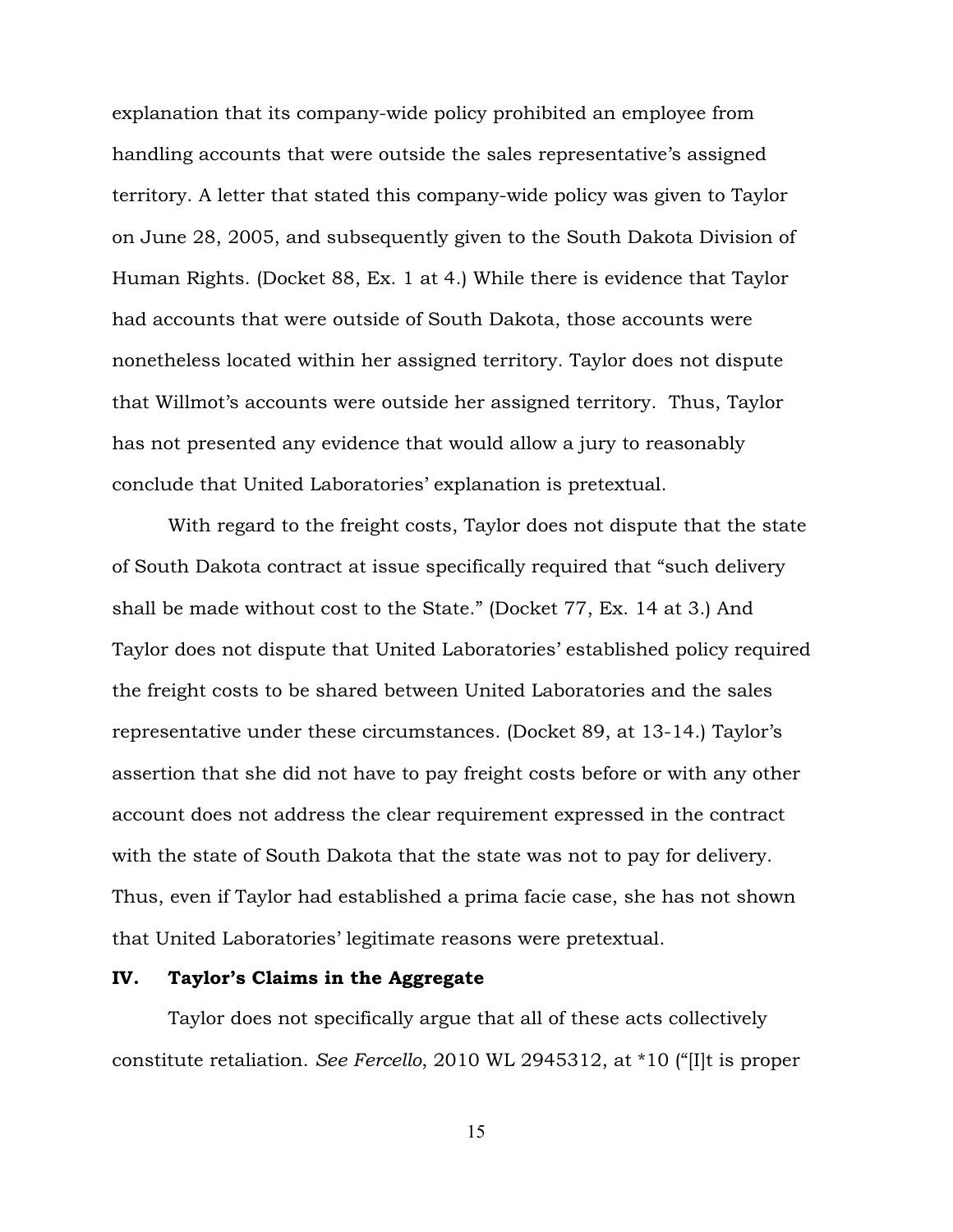explanation that its company-wide policy prohibited an employee from handling accounts that were outside the sales representative's assigned territory. A letter that stated this company-wide policy was given to Taylor on June 28, 2005, and subsequently given to the South Dakota Division of Human Rights. (Docket 88, Ex. 1 at 4.) While there is evidence that Taylor had accounts that were outside of South Dakota, those accounts were nonetheless located within her assigned territory. Taylor does not dispute that Willmot's accounts were outside her assigned territory. Thus, Taylor has not presented any evidence that would allow a jury to reasonably conclude that United Laboratories' explanation is pretextual.

With regard to the freight costs, Taylor does not dispute that the state of South Dakota contract at issue specifically required that "such delivery shall be made without cost to the State." (Docket 77, Ex. 14 at 3.) And Taylor does not dispute that United Laboratories' established policy required the freight costs to be shared between United Laboratories and the sales representative under these circumstances. (Docket 89, at 13-14.) Taylor's assertion that she did not have to pay freight costs before or with any other account does not address the clear requirement expressed in the contract with the state of South Dakota that the state was not to pay for delivery. Thus, even if Taylor had established a prima facie case, she has not shown that United Laboratories' legitimate reasons were pretextual.

## IV. Taylor's Claims in the Aggregate

Taylor does not specifically argue that all of these acts collectively constitute retaliation. *See Fercello*, 2010 WL 2945312, at *10 ("[I]t is proper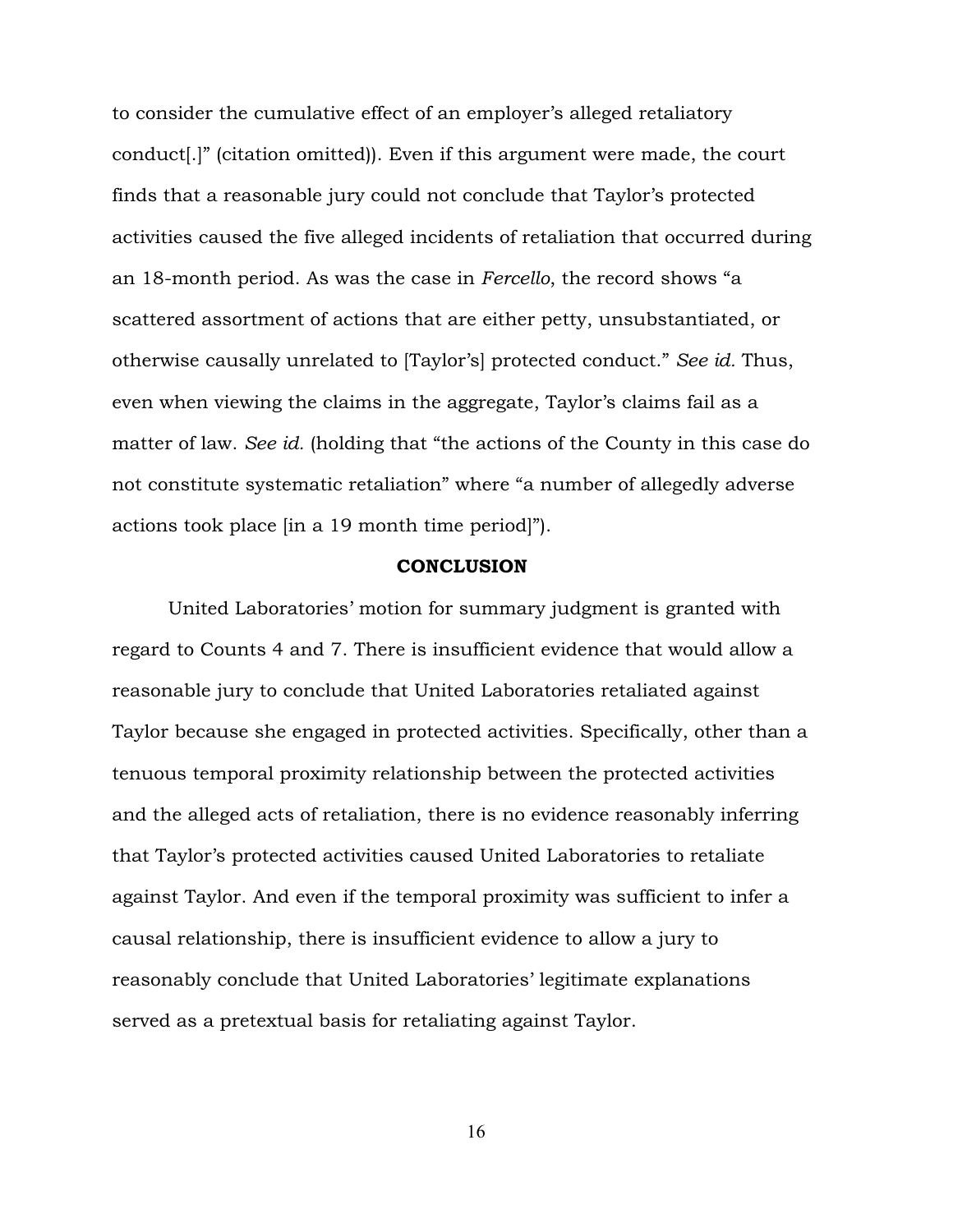to consider the cumulative effect of an employer's alleged retaliatory conduct[.]" (citation omitted)). Even if this argument were made, the court finds that a reasonable jury could not conclude that Taylor's protected activities caused the five alleged incidents of retaliation that occurred during an 18-month period. As was the case in *Fercello*, the record shows "a scattered assortment of actions that are either petty, unsubstantiated, or otherwise causally unrelated to [Taylor's] protected conduct." *See id.* Thus, even when viewing the claims in the aggregate, Taylor's claims fail as a matter of law. *See id.* (holding that "the actions of the County in this case do not constitute systematic retaliation" where "a number of allegedly adverse actions took place [in a 19 month time period]").

## CONCLUSION

United Laboratories' motion for summary judgment is granted with regard to Counts 4 and 7. There is insufficient evidence that would allow a reasonable jury to conclude that United Laboratories retaliated against Taylor because she engaged in protected activities. Specifically, other than a tenuous temporal proximity relationship between the protected activities and the alleged acts of retaliation, there is no evidence reasonably inferring that Taylor's protected activities caused United Laboratories to retaliate against Taylor. And even if the temporal proximity was sufficient to infer a causal relationship, there is insufficient evidence to allow a jury to reasonably conclude that United Laboratories' legitimate explanations served as a pretextual basis for retaliating against Taylor.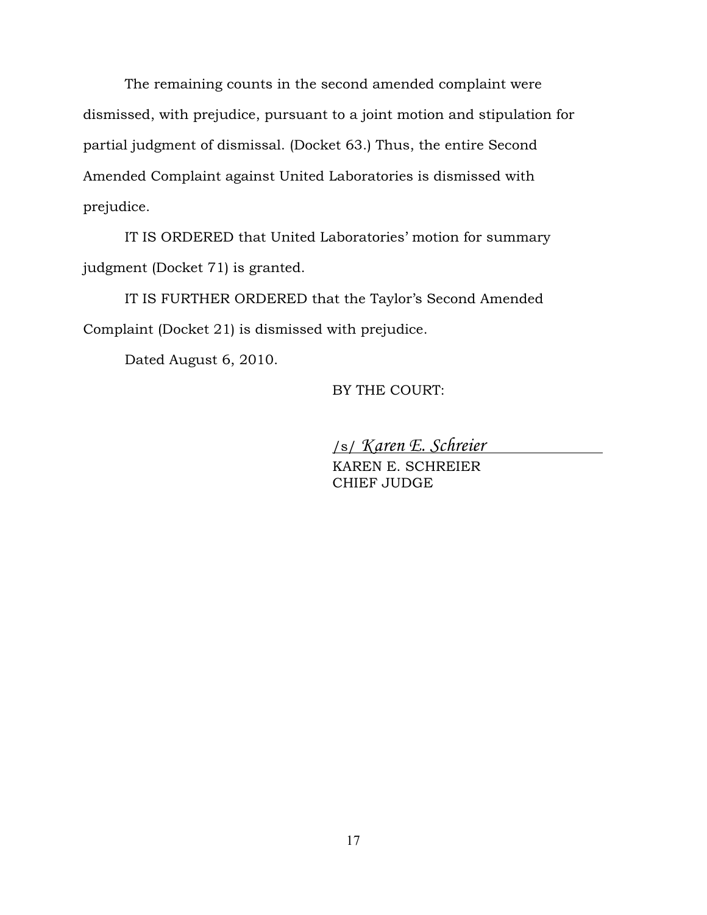The remaining counts in the second amended complaint were dismissed, with prejudice, pursuant to a joint motion and stipulation for partial judgment of dismissal. (Docket 63.) Thus, the entire Second Amended Complaint against United Laboratories is dismissed with prejudice.

IT IS ORDERED that United Laboratories' motion for summary judgment (Docket 71) is granted.

IT IS FURTHER ORDERED that the Taylor's Second Amended Complaint (Docket 21) is dismissed with prejudice.

Dated August 6, 2010.

BY THE COURT:

/s/ *Karen E. Schreier*
KAREN E. SCHREIER
CHIEF JUDGE